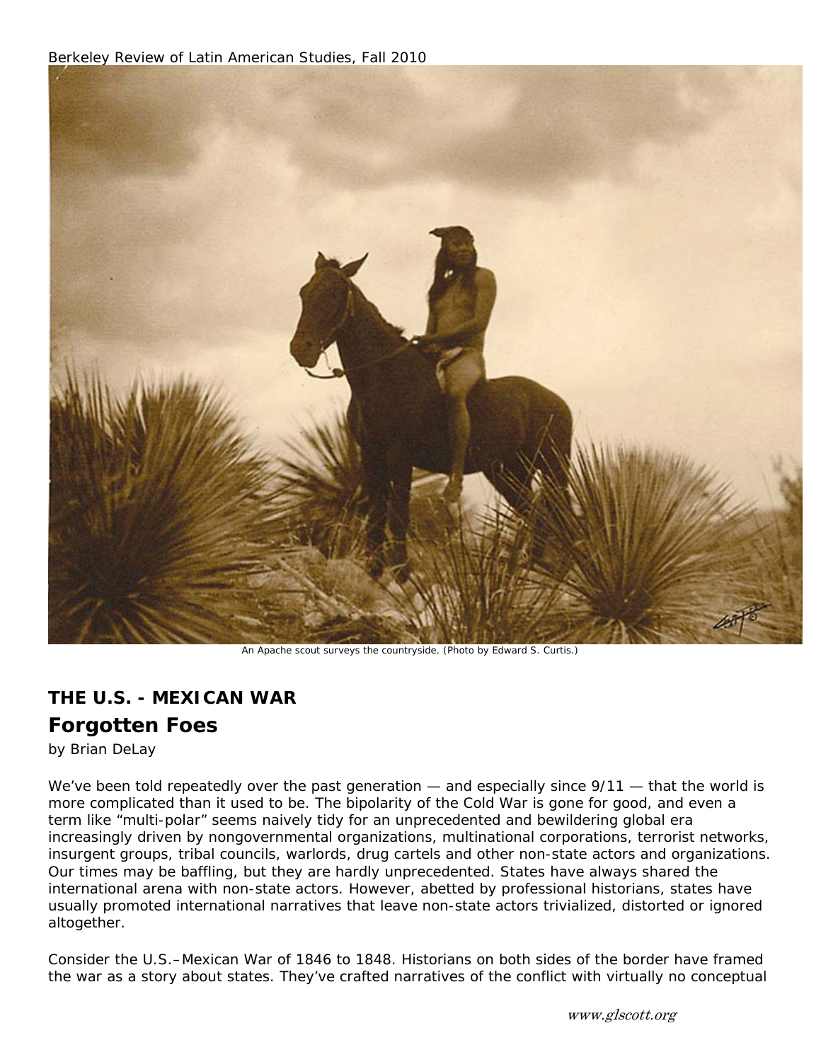An Apache scout surveys the countryside. (Photo by Edward S. Curtis.)

## THE U.S. - MEXICAN WAR

# Forgotten Foes

by Brian DeLay

We've been told repeatedly over the past generation — and especially since 9/11 — that the world is more complicated than it used to be. The bipolarity of the Cold War is gone for good, and even a term like "multi-polar" seems naively tidy for an unprecedented and bewildering global era increasingly driven by nongovernmental organizations, multinational corporations, terrorist networks, insurgent groups, tribal councils, warlords, drug cartels and other non-state actors and organizations. Our times may be baffling, but they are hardly unprecedented. States have always shared the international arena with non-state actors. However, abetted by professional historians, states have usually promoted international narratives that leave non-state actors trivialized, distorted or ignored altogether.

Consider the U.S.–Mexican War of 1846 to 1848. Historians on both sides of the border have framed the war as a story about states. They've crafted narratives of the conflict with virtually no conceptual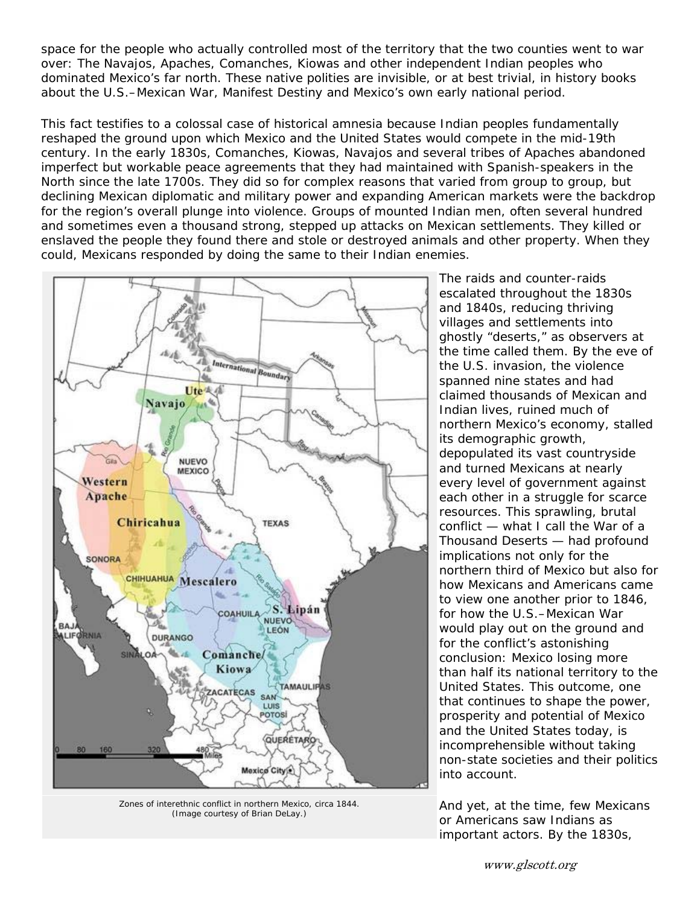space for the people who actually controlled most of the territory that the two counties went to war over: The Navajos, Apaches, Comanches, Kiowas and other independent Indian peoples who dominated Mexico's far north. These native polities are invisible, or at best trivial, in history books about the U.S.–Mexican War, Manifest Destiny and Mexico's own early national period.

This fact testifies to a colossal case of historical amnesia because Indian peoples fundamentally reshaped the ground upon which Mexico and the United States would compete in the mid-19th century. In the early 1830s, Comanches, Kiowas, Navajos and several tribes of Apaches abandoned imperfect but workable peace agreements that they had maintained with Spanish-speakers in the North since the late 1700s. They did so for complex reasons that varied from group to group, but declining Mexican diplomatic and military power and expanding American markets were the backdrop for the region's overall plunge into violence. Groups of mounted Indian men, often several hundred and sometimes even a thousand strong, stepped up attacks on Mexican settlements. They killed or enslaved the people they found there and stole or destroyed animals and other property. When they could, Mexicans responded by doing the same to their Indian enemies.

Zones of interethnic conflict in northern Mexico, circa 1844. (Image courtesy of Brian DeLay.)

The raids and counter-raids escalated throughout the 1830s and 1840s, reducing thriving villages and settlements into ghostly "deserts," as observers at the time called them. By the eve of the U.S. invasion, the violence spanned nine states and had claimed thousands of Mexican and Indian lives, ruined much of northern Mexico's economy, stalled its demographic growth, depopulated its vast countryside and turned Mexicans at nearly every level of government against each other in a struggle for scarce resources. This sprawling, brutal conflict — what I call the War of a Thousand Deserts — had profound implications not only for the northern third of Mexico but also for how Mexicans and Americans came to view one another prior to 1846, for how the U.S.–Mexican War would play out on the ground and for the conflict's astonishing conclusion: Mexico losing more than half its national territory to the United States. This outcome, one that continues to shape the power, prosperity and potential of Mexico and the United States today, is incomprehensible without taking non-state societies and their politics into account.

And yet, at the time, few Mexicans or Americans saw Indians as important actors. By the 1830s,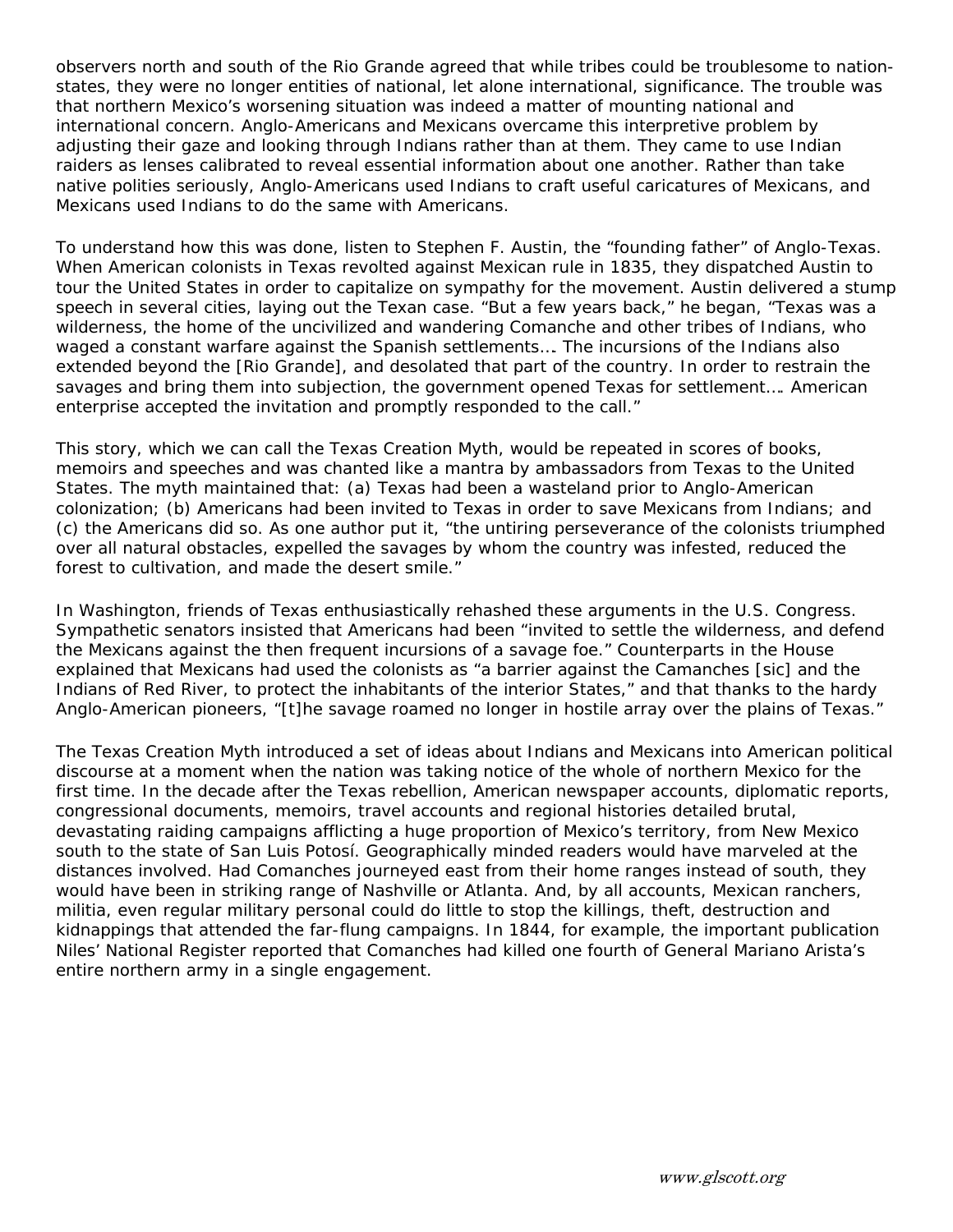observers north and south of the Rio Grande agreed that while tribes could be troublesome to nation-states, they were no longer entities of national, let alone international, significance. The trouble was that northern Mexico's worsening situation was indeed a matter of mounting national and international concern. Anglo-Americans and Mexicans overcame this interpretive problem by adjusting their gaze and looking through Indians rather than at them. They came to use Indian raiders as lenses calibrated to reveal essential information about one another. Rather than take native polities seriously, Anglo-Americans used Indians to craft useful caricatures of Mexicans, and Mexicans used Indians to do the same with Americans.

To understand how this was done, listen to Stephen F. Austin, the "founding father" of Anglo-Texas. When American colonists in Texas revolted against Mexican rule in 1835, they dispatched Austin to tour the United States in order to capitalize on sympathy for the movement. Austin delivered a stump speech in several cities, laying out the Texan case. "But a few years back," he began, "Texas was a wilderness, the home of the uncivilized and wandering Comanche and other tribes of Indians, who waged a constant warfare against the Spanish settlements…. The incursions of the Indians also extended beyond the [Rio Grande], and desolated that part of the country. In order to restrain the savages and bring them into subjection, the government opened Texas for settlement…. American enterprise accepted the invitation and promptly responded to the call."

This story, which we can call the Texas Creation Myth, would be repeated in scores of books, memoirs and speeches and was chanted like a mantra by ambassadors from Texas to the United States. The myth maintained that: (a) Texas had been a wasteland prior to Anglo-American colonization; (b) Americans had been invited to Texas in order to save Mexicans from Indians; and (c) the Americans did so. As one author put it, "the untiring perseverance of the colonists triumphed over all natural obstacles, expelled the savages by whom the country was infested, reduced the forest to cultivation, and made the desert smile."

In Washington, friends of Texas enthusiastically rehashed these arguments in the U.S. Congress. Sympathetic senators insisted that Americans had been "invited to settle the wilderness, and defend the Mexicans against the then frequent incursions of a savage foe." Counterparts in the House explained that Mexicans had used the colonists as "a barrier against the Camanches [sic] and the Indians of Red River, to protect the inhabitants of the interior States," and that thanks to the hardy Anglo-American pioneers, "[t]he savage roamed no longer in hostile array over the plains of Texas."

The Texas Creation Myth introduced a set of ideas about Indians and Mexicans into American political discourse at a moment when the nation was taking notice of the whole of northern Mexico for the first time. In the decade after the Texas rebellion, American newspaper accounts, diplomatic reports, congressional documents, memoirs, travel accounts and regional histories detailed brutal, devastating raiding campaigns afflicting a huge proportion of Mexico's territory, from New Mexico south to the state of San Luis Potosí. Geographically minded readers would have marveled at the distances involved. Had Comanches journeyed east from their home ranges instead of south, they would have been in striking range of Nashville or Atlanta. And, by all accounts, Mexican ranchers, militia, even regular military personal could do little to stop the killings, theft, destruction and kidnappings that attended the far-flung campaigns. In 1844, for example, the important publication Niles' National Register reported that Comanches had killed one fourth of General Mariano Arista's entire northern army in a single engagement.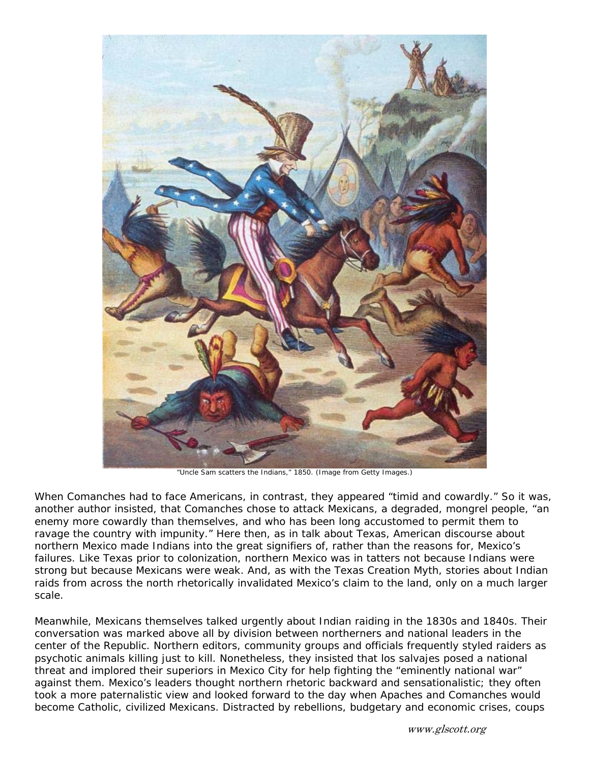"Uncle Sam scatters the Indians," 1850. (Image from Getty Images.)

When Comanches had to face Americans, in contrast, they appeared "timid and cowardly." So it was, another author insisted, that Comanches chose to attack Mexicans, a degraded, mongrel people, "an enemy more cowardly than themselves, and who has been long accustomed to permit them to ravage the country with impunity." Here then, as in talk about Texas, American discourse about northern Mexico made Indians into the great signifiers of, rather than the reasons for, Mexico's failures. Like Texas prior to colonization, northern Mexico was in tatters not because Indians were strong but because Mexicans were weak. And, as with the Texas Creation Myth, stories about Indian raids from across the north rhetorically invalidated Mexico's claim to the land, only on a much larger scale.

Meanwhile, Mexicans themselves talked urgently about Indian raiding in the 1830s and 1840s. Their conversation was marked above all by division between northerners and national leaders in the center of the Republic. Northern editors, community groups and officials frequently styled raiders as psychotic animals killing just to kill. Nonetheless, they insisted that los salvajes posed a national threat and implored their superiors in Mexico City for help fighting the "eminently national war" against them. Mexico's leaders thought northern rhetoric backward and sensationalistic; they often took a more paternalistic view and looked forward to the day when Apaches and Comanches would become Catholic, civilized Mexicans. Distracted by rebellions, budgetary and economic crises, coups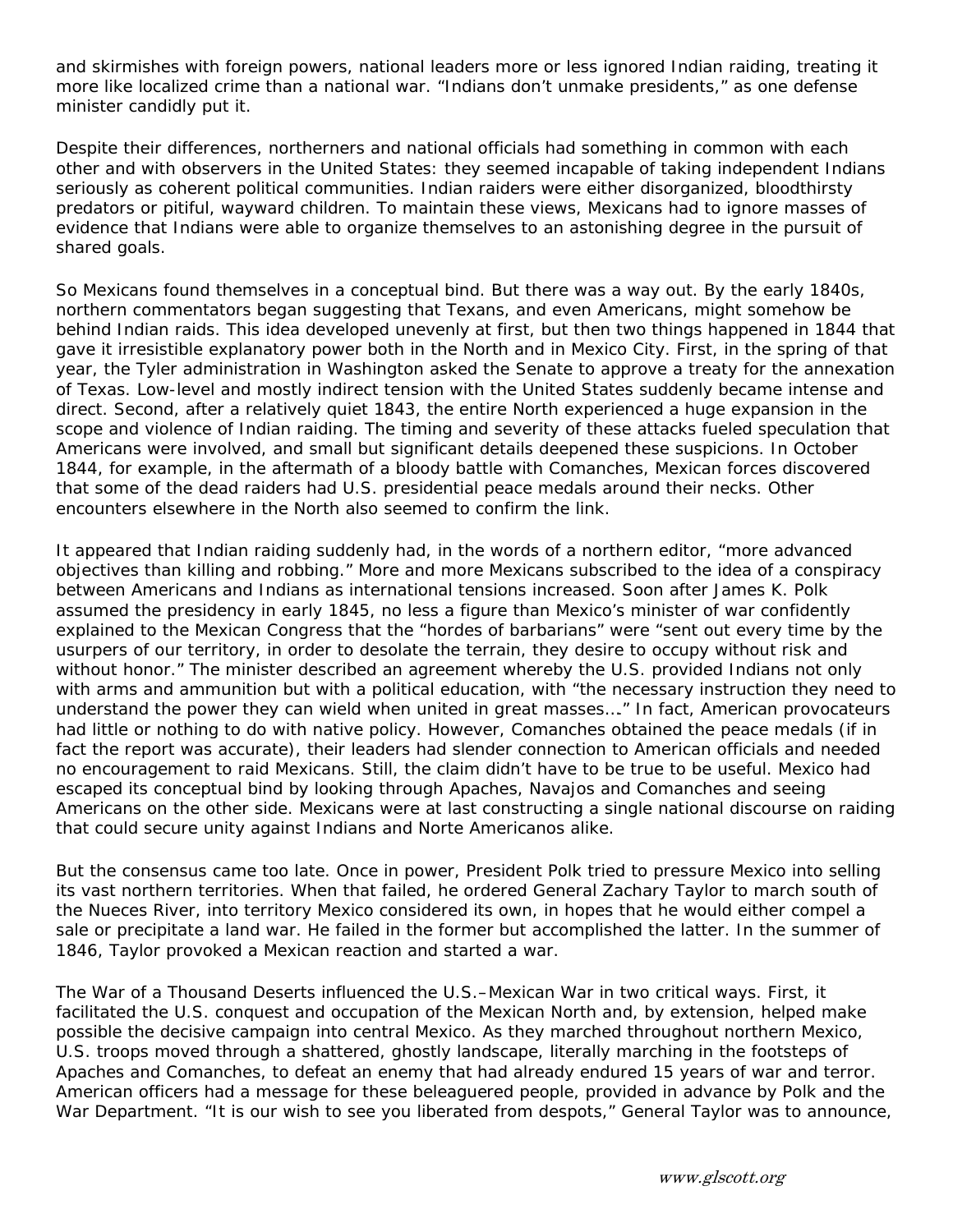and skirmishes with foreign powers, national leaders more or less ignored Indian raiding, treating it more like localized crime than a national war. "Indians don't unmake presidents," as one defense minister candidly put it.

Despite their differences, northerners and national officials had something in common with each other and with observers in the United States: they seemed incapable of taking independent Indians seriously as coherent political communities. Indian raiders were either disorganized, bloodthirsty predators or pitiful, wayward children. To maintain these views, Mexicans had to ignore masses of evidence that Indians were able to organize themselves to an astonishing degree in the pursuit of shared goals.

So Mexicans found themselves in a conceptual bind. But there was a way out. By the early 1840s, northern commentators began suggesting that Texans, and even Americans, might somehow be behind Indian raids. This idea developed unevenly at first, but then two things happened in 1844 that gave it irresistible explanatory power both in the North and in Mexico City. First, in the spring of that year, the Tyler administration in Washington asked the Senate to approve a treaty for the annexation of Texas. Low-level and mostly indirect tension with the United States suddenly became intense and direct. Second, after a relatively quiet 1843, the entire North experienced a huge expansion in the scope and violence of Indian raiding. The timing and severity of these attacks fueled speculation that Americans were involved, and small but significant details deepened these suspicions. In October 1844, for example, in the aftermath of a bloody battle with Comanches, Mexican forces discovered that some of the dead raiders had U.S. presidential peace medals around their necks. Other encounters elsewhere in the North also seemed to confirm the link.

It appeared that Indian raiding suddenly had, in the words of a northern editor, "more advanced objectives than killing and robbing." More and more Mexicans subscribed to the idea of a conspiracy between Americans and Indians as international tensions increased. Soon after James K. Polk assumed the presidency in early 1845, no less a figure than Mexico's minister of war confidently explained to the Mexican Congress that the "hordes of barbarians" were "sent out every time by the usurpers of our territory, in order to desolate the terrain, they desire to occupy without risk and without honor." The minister described an agreement whereby the U.S. provided Indians not only with arms and ammunition but with a political education, with "the necessary instruction they need to understand the power they can wield when united in great masses…" In fact, American provocateurs had little or nothing to do with native policy. However, Comanches obtained the peace medals (if in fact the report was accurate), their leaders had slender connection to American officials and needed no encouragement to raid Mexicans. Still, the claim didn't have to be true to be useful. Mexico had escaped its conceptual bind by looking through Apaches, Navajos and Comanches and seeing Americans on the other side. Mexicans were at last constructing a single national discourse on raiding that could secure unity against Indians and Norte Americanos alike.

But the consensus came too late. Once in power, President Polk tried to pressure Mexico into selling its vast northern territories. When that failed, he ordered General Zachary Taylor to march south of the Nueces River, into territory Mexico considered its own, in hopes that he would either compel a sale or precipitate a land war. He failed in the former but accomplished the latter. In the summer of 1846, Taylor provoked a Mexican reaction and started a war.

The War of a Thousand Deserts influenced the U.S.–Mexican War in two critical ways. First, it facilitated the U.S. conquest and occupation of the Mexican North and, by extension, helped make possible the decisive campaign into central Mexico. As they marched throughout northern Mexico, U.S. troops moved through a shattered, ghostly landscape, literally marching in the footsteps of Apaches and Comanches, to defeat an enemy that had already endured 15 years of war and terror. American officers had a message for these beleaguered people, provided in advance by Polk and the War Department. "It is our wish to see you liberated from despots," General Taylor was to announce,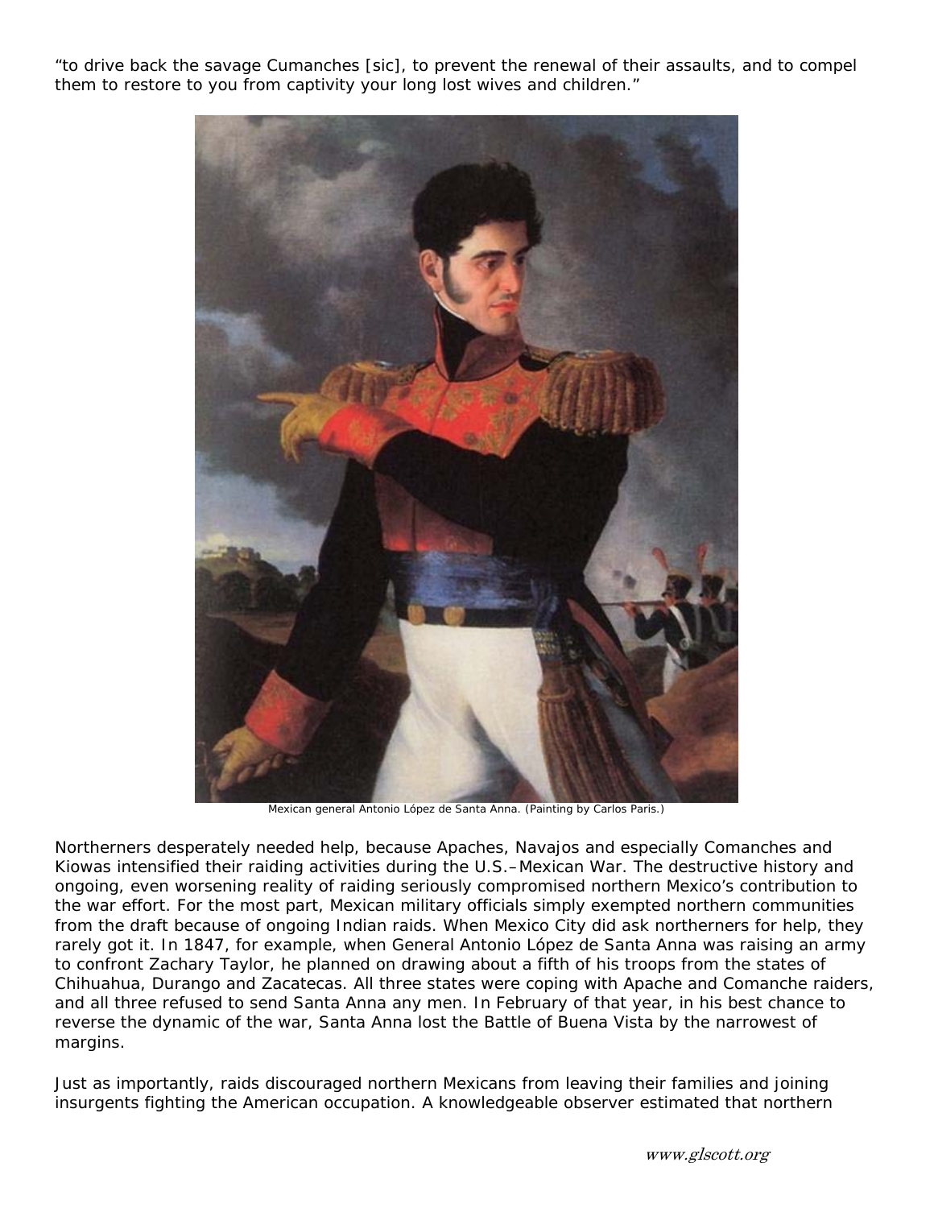"to drive back the savage Cumanches [sic], to prevent the renewal of their assaults, and to compel them to restore to you from captivity your long lost wives and children."

Mexican general Antonio López de Santa Anna. (Painting by Carlos Paris.)

Northerners desperately needed help, because Apaches, Navajos and especially Comanches and Kiowas intensified their raiding activities during the U.S.–Mexican War. The destructive history and ongoing, even worsening reality of raiding seriously compromised northern Mexico's contribution to the war effort. For the most part, Mexican military officials simply exempted northern communities from the draft because of ongoing Indian raids. When Mexico City did ask northerners for help, they rarely got it. In 1847, for example, when General Antonio López de Santa Anna was raising an army to confront Zachary Taylor, he planned on drawing about a fifth of his troops from the states of Chihuahua, Durango and Zacatecas. All three states were coping with Apache and Comanche raiders, and all three refused to send Santa Anna any men. In February of that year, in his best chance to reverse the dynamic of the war, Santa Anna lost the Battle of Buena Vista by the narrowest of margins.

Just as importantly, raids discouraged northern Mexicans from leaving their families and joining insurgents fighting the American occupation. A knowledgeable observer estimated that northern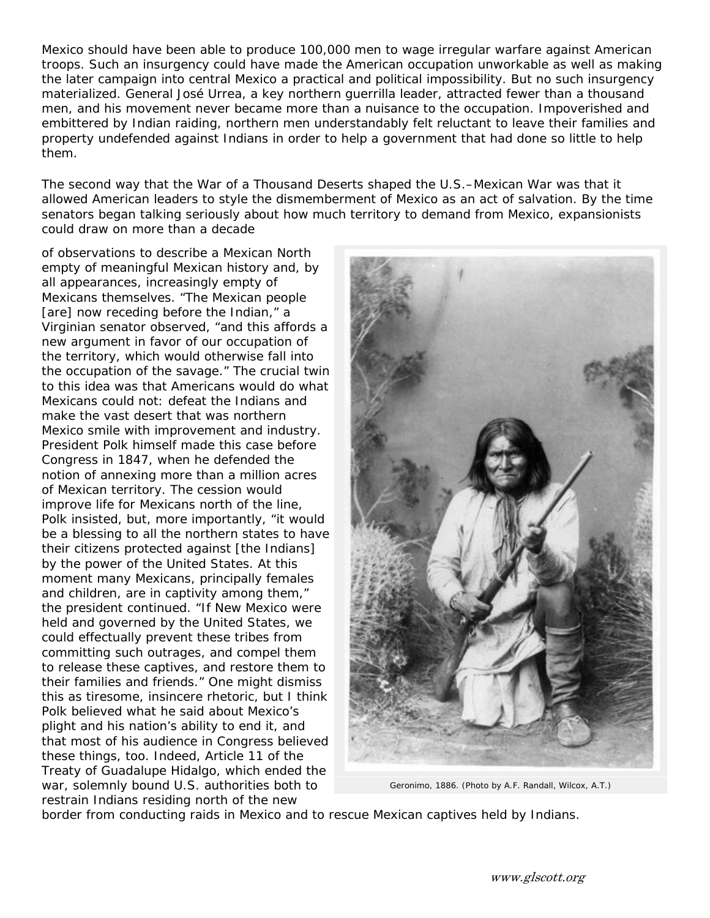Mexico should have been able to produce 100,000 men to wage irregular warfare against American troops. Such an insurgency could have made the American occupation unworkable as well as making the later campaign into central Mexico a practical and political impossibility. But no such insurgency materialized. General José Urrea, a key northern guerrilla leader, attracted fewer than a thousand men, and his movement never became more than a nuisance to the occupation. Impoverished and embittered by Indian raiding, northern men understandably felt reluctant to leave their families and property undefended against Indians in order to help a government that had done so little to help them.

The second way that the War of a Thousand Deserts shaped the U.S.–Mexican War was that it allowed American leaders to style the dismemberment of Mexico as an act of salvation. By the time senators began talking seriously about how much territory to demand from Mexico, expansionists could draw on more than a decade of observations to describe a Mexican North empty of meaningful Mexican history and, by all appearances, increasingly empty of Mexicans themselves. "The Mexican people [are] now receding before the Indian," a Virginian senator observed, "and this affords a new argument in favor of our occupation of the territory, which would otherwise fall into the occupation of the savage." The crucial twin to this idea was that Americans would do what Mexicans could not: defeat the Indians and make the vast desert that was northern Mexico smile with improvement and industry. President Polk himself made this case before Congress in 1847, when he defended the notion of annexing more than a million acres of Mexican territory. The cession would improve life for Mexicans north of the line, Polk insisted, but, more importantly, "it would be a blessing to all the northern states to have their citizens protected against [the Indians] by the power of the United States. At this moment many Mexicans, principally females and children, are in captivity among them," the president continued. "If New Mexico were held and governed by the United States, we could effectually prevent these tribes from committing such outrages, and compel them to release these captives, and restore them to their families and friends." One might dismiss this as tiresome, insincere rhetoric, but I think Polk believed what he said about Mexico's plight and his nation's ability to end it, and that most of his audience in Congress believed these things, too. Indeed, Article 11 of the Treaty of Guadalupe Hidalgo, which ended the war, solemnly bound U.S. authorities both to restrain Indians residing north of the new border from conducting raids in Mexico and to rescue Mexican captives held by Indians.

Geronimo, 1886. (Photo by A.F. Randall, Wilcox, A.T.)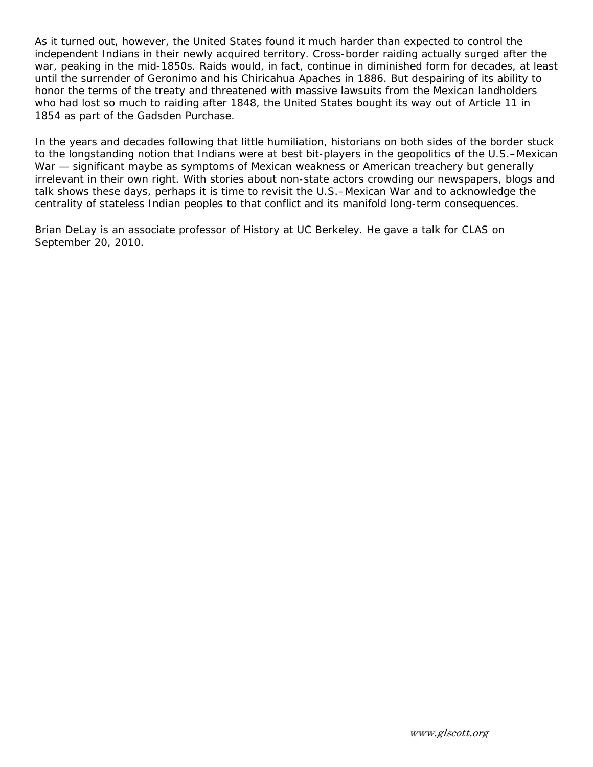As it turned out, however, the United States found it much harder than expected to control the independent Indians in their newly acquired territory. Cross-border raiding actually surged after the war, peaking in the mid-1850s. Raids would, in fact, continue in diminished form for decades, at least until the surrender of Geronimo and his Chiricahua Apaches in 1886. But despairing of its ability to honor the terms of the treaty and threatened with massive lawsuits from the Mexican landholders who had lost so much to raiding after 1848, the United States bought its way out of Article 11 in 1854 as part of the Gadsden Purchase.

In the years and decades following that little humiliation, historians on both sides of the border stuck to the longstanding notion that Indians were at best bit-players in the geopolitics of the U.S.–Mexican War — significant maybe as symptoms of Mexican weakness or American treachery but generally irrelevant in their own right. With stories about non-state actors crowding our newspapers, blogs and talk shows these days, perhaps it is time to revisit the U.S.–Mexican War and to acknowledge the centrality of stateless Indian peoples to that conflict and its manifold long-term consequences.

Brian DeLay is an associate professor of History at UC Berkeley. He gave a talk for CLAS on September 20, 2010.